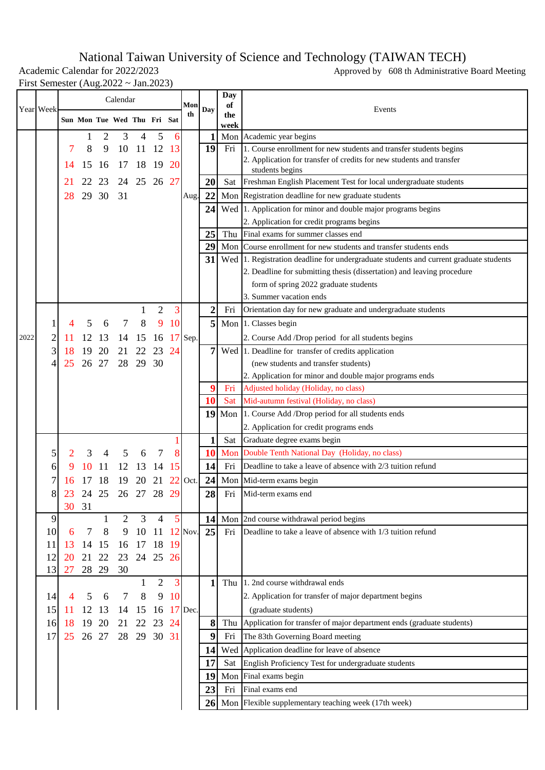# National Taiwan University of Science and Technology (TAIWAN TECH)

Academic Calendar for 2022/2023

Approved by 608 th Administrative Board Meeting

First Semester (Aug.2022 ~ Jan.2023)

| Year | Week | Sun | Mon | Tue | Wed | Thu | Fri | Sat | Month | Day | Day of the week | Events |
|---|---|---|---|---|---|---|---|---|---|---|---|---|
| 2022 | | | 1 | 2 | 3 | 4 | 5 | 6 | Aug. | 1 | Mon | Academic year begins |
| | | 7 | 8 | 9 | 10 | 11 | 12 | 13 | | 19 | Fri | 1. Course enrollment for new students and transfer students begins<br>2. Application for transfer of credits for new students and transfer students begins |
| | | 14 | 15 | 16 | 17 | 18 | 19 | 20 | | 20 | Sat | Freshman English Placement Test for local undergraduate students |
| | | 21 | 22 | 23 | 24 | 25 | 26 | 27 | | 22 | Mon | Registration deadline for new graduate students |
| | | 28 | 29 | 30 | 31 | | | | | 24 | Wed | 1. Application for minor and double major programs begins<br>2. Application for credit programs begins |
| | | | | | | | | | | 25 | Thu | Final exams for summer classes end |
| | | | | | | | | | | 29 | Mon | Course enrollment for new students and transfer students ends |
| | | | | | | | | | | 31 | Wed | 1. Registration deadline for undergraduate students and current graduate students<br>2. Deadline for submitting thesis (dissertation) and leaving procedure form of spring 2022 graduate students<br>3. Summer vacation ends |
| | | | | | | 1 | 2 | 3 | Sep. | 2 | Fri | Orientation day for new graduate and undergraduate students |
| | 1 | 4 | 5 | 6 | 7 | 8 | 9 | 10 | | 5 | Mon | 1. Classes begin<br>2. Course Add /Drop period for all students begins |
| | 2 | 11 | 12 | 13 | 14 | 15 | 16 | 17 | | 7 | Wed | 1. Deadline for transfer of credits application (new students and transfer students)<br>2. Application for minor and double major programs ends |
| | 3 | 18 | 19 | 20 | 21 | 22 | 23 | 24 | | 9 | Fri | Adjusted holiday (Holiday, no class) |
| | 4 | 25 | 26 | 27 | 28 | 29 | 30 | | | 10 | Sat | Mid-autumn festival (Holiday, no class) |
| | | | | | | | | | | 19 | Mon | 1. Course Add /Drop period for all students ends<br>2. Application for credit programs ends |
| | | | | | | | | 1 | Oct. | 1 | Sat | Graduate degree exams begin |
| | 5 | 2 | 3 | 4 | 5 | 6 | 7 | 8 | | 10 | Mon | Double Tenth National Day (Holiday, no class) |
| | 6 | 9 | 10 | 11 | 12 | 13 | 14 | 15 | | 14 | Fri | Deadline to take a leave of absence with 2/3 tuition refund |
| | 7 | 16 | 17 | 18 | 19 | 20 | 21 | 22 | | 24 | Mon | Mid-term exams begin |
| | 8 | 23 | 24 | 25 | 26 | 27 | 28 | 29 | | 28 | Fri | Mid-term exams end |
| | | 30 | 31 | | | | | | | | | |
| | 9 | | | 1 | 2 | 3 | 4 | 5 | Nov. | 14 | Mon | 2nd course withdrawal period begins |
| | 10 | 6 | 7 | 8 | 9 | 10 | 11 | 12 | | 25 | Fri | Deadline to take a leave of absence with 1/3 tuition refund |
| | 11 | 13 | 14 | 15 | 16 | 17 | 18 | 19 | | | | |
| | 12 | 20 | 21 | 22 | 23 | 24 | 25 | 26 | | | | |
| | 13 | 27 | 28 | 29 | 30 | | | | | | | |
| | | | | | | 1 | 2 | 3 | Dec. | 1 | Thu | 1. 2nd course withdrawal ends<br>2. Application for transfer of major department begins (graduate students) |
| | 14 | 4 | 5 | 6 | 7 | 8 | 9 | 10 | | 8 | Thu | Application for transfer of major department ends (graduate students) |
| | 15 | 11 | 12 | 13 | 14 | 15 | 16 | 17 | | 9 | Fri | The 83th Governing Board meeting |
| | 16 | 18 | 19 | 20 | 21 | 22 | 23 | 24 | | 14 | Wed | Application deadline for leave of absence |
| | 17 | 25 | 26 | 27 | 28 | 29 | 30 | 31 | | 17 | Sat | English Proficiency Test for undergraduate students |
| | | | | | | | | | | 19 | Mon | Final exams begin |
| | | | | | | | | | | 23 | Fri | Final exams end |
| | | | | | | | | | | 26 | Mon | Flexible supplementary teaching week (17th week) |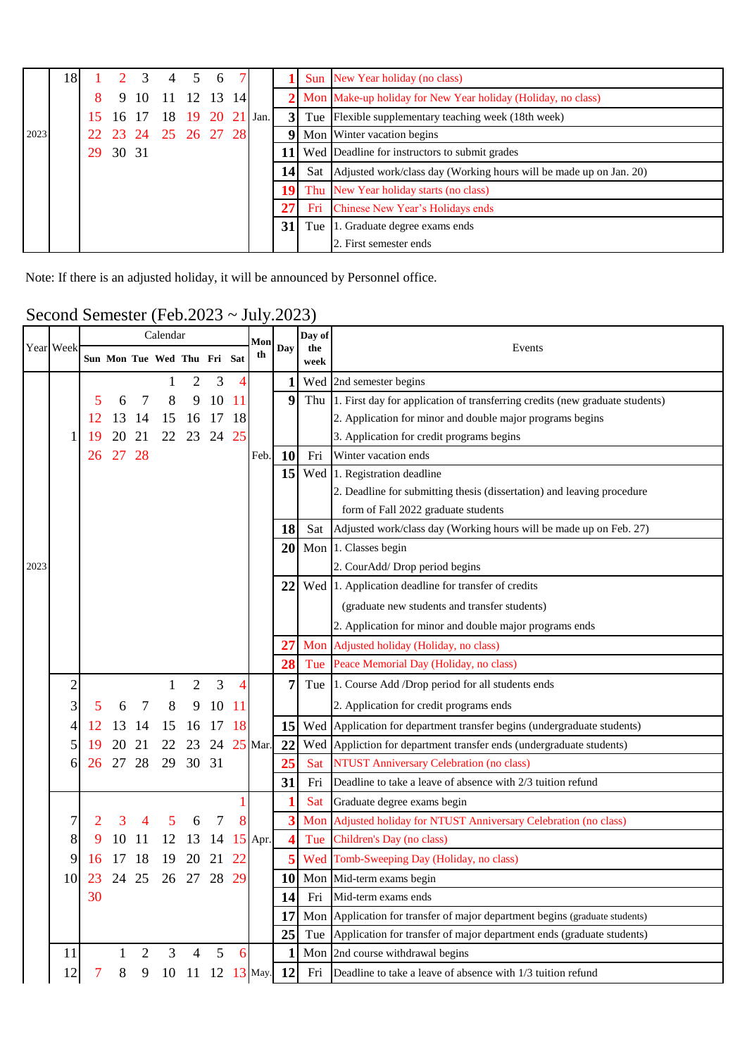| Year | Week | Sun | Mon | Tue | Wed | Thu | Fri | Sat | Month | Day | Day of the week | Events |
|---|---|---|---|---|---|---|---|---|---|---|---|---|
| 2023 | 18 | 1 | 2 | 3 | 4 | 5 | 6 | 7 | Jan. | 1 | Sun | New Year holiday (no class) |
| | | 8 | 9 | 10 | 11 | 12 | 13 | 14 | | 2 | Mon | Make-up holiday for New Year holiday (Holiday, no class) |
| | | 15 | 16 | 17 | 18 | 19 | 20 | 21 | | 3 | Tue | Flexible supplementary teaching week (18th week) |
| | | 22 | 23 | 24 | 25 | 26 | 27 | 28 | | 9 | Mon | Winter vacation begins |
| | | 29 | 30 | 31 | | | | | | 11 | Wed | Deadline for instructors to submit grades |
| | | | | | | | | | | 14 | Sat | Adjusted work/class day (Working hours will be made up on Jan. 20) |
| | | | | | | | | | | 19 | Thu | New Year holiday starts (no class) |
| | | | | | | | | | | 27 | Fri | Chinese New Year's Holidays ends |
| | | | | | | | | | | 31 | Tue | 1. Graduate degree exams ends<br>2. First semester ends |

Note: If there is an adjusted holiday, it will be announced by Personnel office.

## Second Semester (Feb.2023 ~ July.2023)

| Year | Week | Sun | Mon | Tue | Wed | Thu | Fri | Sat | Month | Day | Day of the week | Events |
|---|---|---|---|---|---|---|---|---|---|---|---|---|
| 2023 | | | | | 1 | 2 | 3 | 4 | Feb. | 1 | Wed | 2nd semester begins |
| | | 5 | 6 | 7 | 8 | 9 | 10 | 11 | | 9 | Thu | 1. First day for application of transferring credits (new graduate students)<br>2. Application for minor and double major programs begins<br>3. Application for credit programs begins |
| | | 12 | 13 | 14 | 15 | 16 | 17 | 18 | | 10 | Fri | Winter vacation ends |
| | 1 | 19 | 20 | 21 | 22 | 23 | 24 | 25 | | 15 | Wed | 1. Registration deadline<br>2. Deadline for submitting thesis (dissertation) and leaving procedure form of Fall 2022 graduate students |
| | | 26 | 27 | 28 | | | | | | 18 | Sat | Adjusted work/class day (Working hours will be made up on Feb. 27) |
| | | | | | | | | | | 20 | Mon | 1. Classes begin<br>2. CourAdd/ Drop period begins |
| | | | | | | | | | | 22 | Wed | 1. Application deadline for transfer of credits (graduate new students and transfer students)<br>2. Application for minor and double major programs ends |
| | | | | | | | | | | 27 | Mon | Adjusted holiday (Holiday, no class) |
| | | | | | | | | | | 28 | Tue | Peace Memorial Day (Holiday, no class) |
| | 2 | | | | 1 | 2 | 3 | 4 | Mar. | 7 | Tue | 1. Course Add /Drop period for all students ends<br>2. Application for credit programs ends |
| | 3 | 5 | 6 | 7 | 8 | 9 | 10 | 11 | | | | |
| | 4 | 12 | 13 | 14 | 15 | 16 | 17 | 18 | | 15 | Wed | Application for department transfer begins (undergraduate students) |
| | 5 | 19 | 20 | 21 | 22 | 23 | 24 | 25 | | 22 | Wed | Appliction for department transfer ends (undergraduate students) |
| | 6 | 26 | 27 | 28 | 29 | 30 | 31 | | | 25 | Sat | NTUST Anniversary Celebration (no class) |
| | | | | | | | | | | 31 | Fri | Deadline to take a leave of absence with 2/3 tuition refund |
| | | | | | | | | 1 | Apr. | 1 | Sat | Graduate degree exams begin |
| | 7 | 2 | 3 | 4 | 5 | 6 | 7 | 8 | | 3 | Mon | Adjusted holiday for NTUST Anniversary Celebration (no class) |
| | 8 | 9 | 10 | 11 | 12 | 13 | 14 | 15 | | 4 | Tue | Children's Day (no class) |
| | 9 | 16 | 17 | 18 | 19 | 20 | 21 | 22 | | 5 | Wed | Tomb-Sweeping Day (Holiday, no class) |
| | 10 | 23 | 24 | 25 | 26 | 27 | 28 | 29 | | 10 | Mon | Mid-term exams begin |
| | | 30 | | | | | | | | 14 | Fri | Mid-term exams ends |
| | | | | | | | | | | 17 | Mon | Application for transfer of major department begins (graduate students) |
| | | | | | | | | | | 25 | Tue | Application for transfer of major department ends (graduate students) |
| | 11 | | 1 | 2 | 3 | 4 | 5 | 6 | May. | 1 | Mon | 2nd course withdrawal begins |
| | 12 | 7 | 8 | 9 | 10 | 11 | 12 | 13 | | 12 | Fri | Deadline to take a leave of absence with 1/3 tuition refund |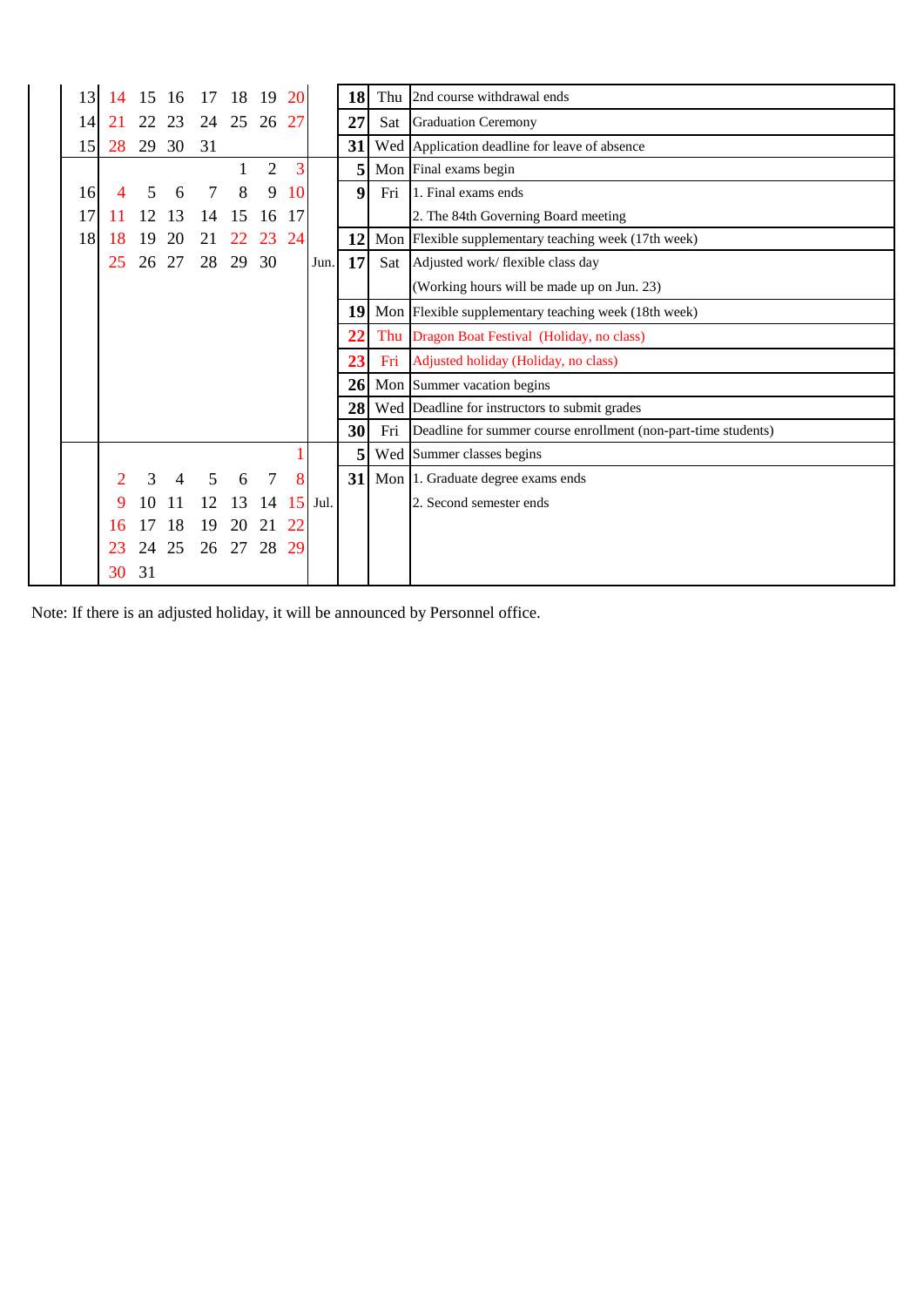| | | | | | | | | | | | | |
|---|---|---|---|---|---|---|---|---|---|---|---|---|
| | 13 | 14 | 15 | 16 | 17 | 18 | 19 | 20 | | 18 | Thu | 2nd course withdrawal ends |
| | 14 | 21 | 22 | 23 | 24 | 25 | 26 | 27 | | 27 | Sat | Graduation Ceremony |
| | 15 | 28 | 29 | 30 | 31 | | | | | 31 | Wed | Application deadline for leave of absence |
| | | | | | | 1 | 2 | 3 | | 5 | Mon | Final exams begin |
| | 16 | 4 | 5 | 6 | 7 | 8 | 9 | 10 | | 9 | Fri | 1. Final exams ends<br>2. The 84th Governing Board meeting |
| | 17 | 11 | 12 | 13 | 14 | 15 | 16 | 17 | | | | |
| | 18 | 18 | 19 | 20 | 21 | 22 | 23 | 24 | | 12 | Mon | Flexible supplementary teaching week (17th week) |
| | | 25 | 26 | 27 | 28 | 29 | 30 | | Jun. | 17 | Sat | Adjusted work/ flexible class day<br>(Working hours will be made up on Jun. 23) |
| | | | | | | | | | | 19 | Mon | Flexible supplementary teaching week (18th week) |
| | | | | | | | | | | 22 | Thu | Dragon Boat Festival (Holiday, no class) |
| | | | | | | | | | | 23 | Fri | Adjusted holiday (Holiday, no class) |
| | | | | | | | | | | 26 | Mon | Summer vacation begins |
| | | | | | | | | | | 28 | Wed | Deadline for instructors to submit grades |
| | | | | | | | | | | 30 | Fri | Deadline for summer course enrollment (non-part-time students) |
| | | | | | | | | 1 | | 5 | Wed | Summer classes begins |
| | | 2 | 3 | 4 | 5 | 6 | 7 | 8 | | 31 | Mon | 1. Graduate degree exams ends<br>2. Second semester ends |
| | | 9 | 10 | 11 | 12 | 13 | 14 | 15 | Jul. | | | |
| | | 16 | 17 | 18 | 19 | 20 | 21 | 22 | | | | |
| | | 23 | 24 | 25 | 26 | 27 | 28 | 29 | | | | |
| | | 30 | 31 | | | | | | | | | |

Note: If there is an adjusted holiday, it will be announced by Personnel office.